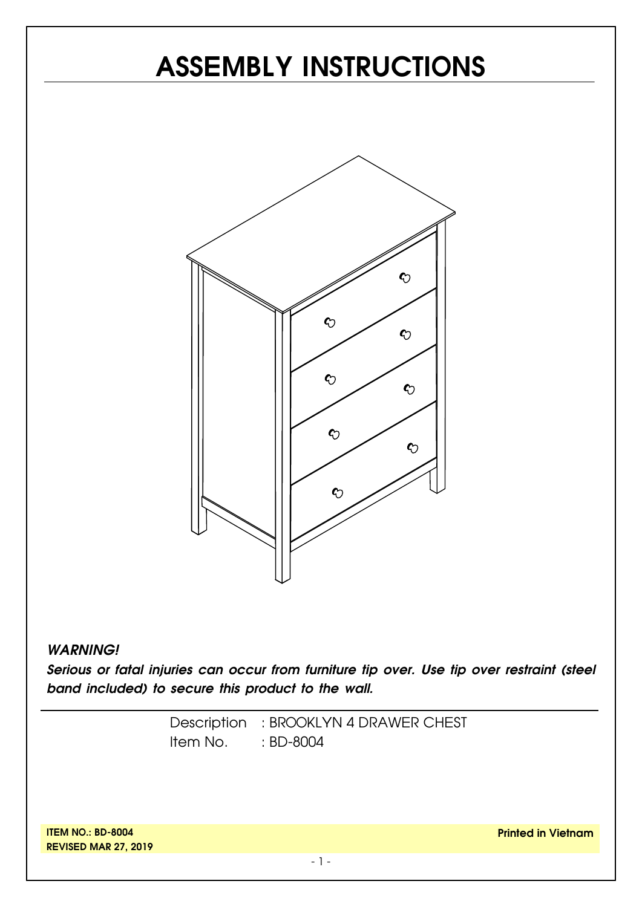# ASSEMBLY INSTRUCTIONS

***WARNING!***

***Serious or fatal injuries can occur from furniture tip over. Use tip over restraint (steel band included) to secure this product to the wall.***

Description : BROOKLYN 4 DRAWER CHEST
Item No. : BD-8004

**ITEM NO.: BD-8004**
**REVISED MAR 27, 2019**

**Printed in Vietnam**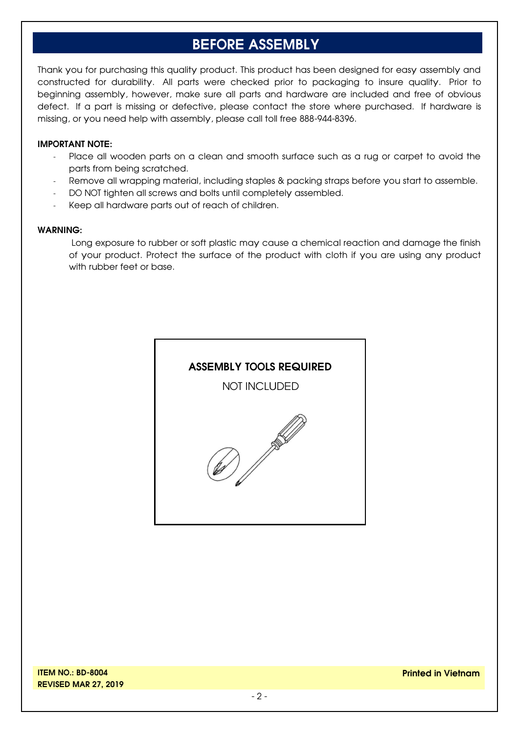# BEFORE ASSEMBLY

Thank you for purchasing this quality product. This product has been designed for easy assembly and constructed for durability. All parts were checked prior to packaging to insure quality. Prior to beginning assembly, however, make sure all parts and hardware are included and free of obvious defect. If a part is missing or defective, please contact the store where purchased. If hardware is missing, or you need help with assembly, please call toll free 888-944-8396.

**IMPORTANT NOTE:**

- Place all wooden parts on a clean and smooth surface such as a rug or carpet to avoid the parts from being scratched.
- Remove all wrapping material, including staples & packing straps before you start to assemble.
- DO NOT tighten all screws and bolts until completely assembled.
- Keep all hardware parts out of reach of children.

**WARNING:**

Long exposure to rubber or soft plastic may cause a chemical reaction and damage the finish of your product. Protect the surface of the product with cloth if you are using any product with rubber feet or base.

**ASSEMBLY TOOLS REQUIRED**

NOT INCLUDED

**ITEM NO.: BD-8004**
**REVISED MAR 27, 2019**

**Printed in Vietnam**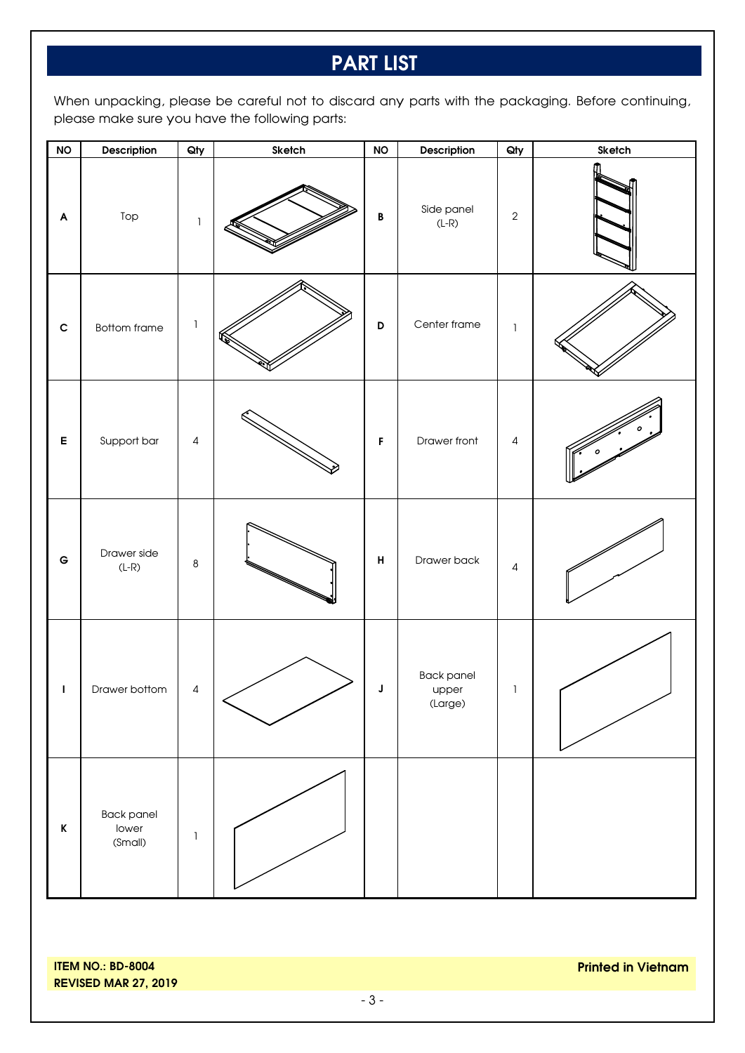# PART LIST

When unpacking, please be careful not to discard any parts with the packaging. Before continuing, please make sure you have the following parts:

| NO | Description | Qty | Sketch | NO | Description | Qty | Sketch |
|---|---|---|---|---|---|---|---|
| A | Top | 1 | | B | Side panel (L-R) | 2 | |
| C | Bottom frame | 1 | | D | Center frame | 1 | |
| E | Support bar | 4 | | F | Drawer front | 4 | |
| G | Drawer side (L-R) | 8 | | H | Drawer back | 4 | |
| I | Drawer bottom | 4 | | J | Back panel upper (Large) | 1 | |
| K | Back panel lower (Small) | 1 | | | | | |

**ITEM NO.: BD-8004**
**REVISED MAR 27, 2019**

**Printed in Vietnam**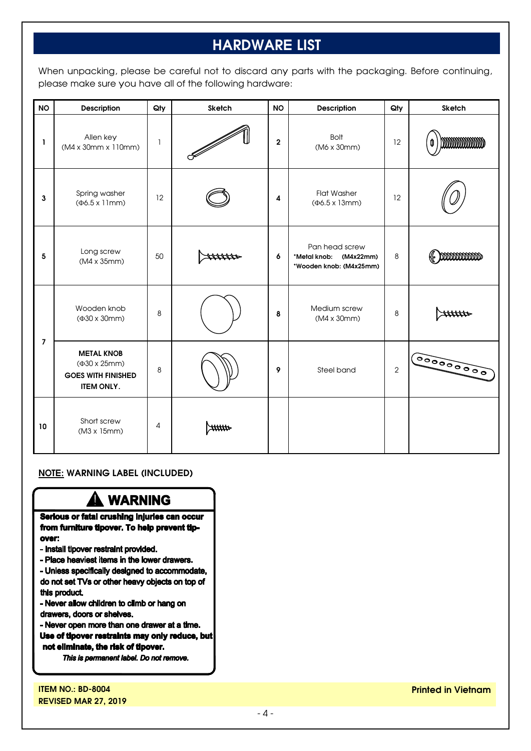# HARDWARE LIST

When unpacking, please be careful not to discard any parts with the packaging. Before continuing, please make sure you have all of the following hardware:

| NO | Description | Qty | Sketch | NO | Description | Qty | Sketch |
|---|---|---|---|---|---|---|---|
| 1 | Allen key (M4 x 30mm x 110mm) | 1 | | 2 | Bolt (M6 x 30mm) | 12 | |
| 3 | Spring washer (Φ6.5 x 11mm) | 12 | | 4 | Flat Washer (Φ6.5 x 13mm) | 12 | |
| 5 | Long screw (M4 x 35mm) | 50 | | 6 | Pan head screw **\*Metal knob: (M4x22mm)** **\*Wooden knob: (M4x25mm)** | 8 | |
| 7 | Wooden knob (Φ30 x 30mm) | 8 | | 8 | Medium screw (M4 x 30mm) | 8 | |
| | **METAL KNOB** (Φ30 x 25mm) **GOES WITH FINISHED ITEM ONLY.** | 8 | | 9 | Steel band | 2 | |
| 10 | Short screw (M3 x 15mm) | 4 | | | | | |

**NOTE:** **WARNING LABEL (INCLUDED)**

## ⚠ WARNING

**Serious or fatal crushing injuries can occur from furniture tipover. To help prevent tip-over:**

- **Install tipover restraint provided.**
- **Place heaviest items in the lower drawers.**
- **Unless specifically designed to accommodate, do not set TVs or other heavy objects on top of this product.**
- **Never allow children to climb or hang on drawers, doors or shelves.**
- **Never open more than one drawer at a time.**

**Use of tipover restraints may only reduce, but not eliminate, the risk of tipover.**

***This is permanent label. Do not remove.***

**ITEM NO.: BD-8004**
**REVISED MAR 27, 2019**

**Printed in Vietnam**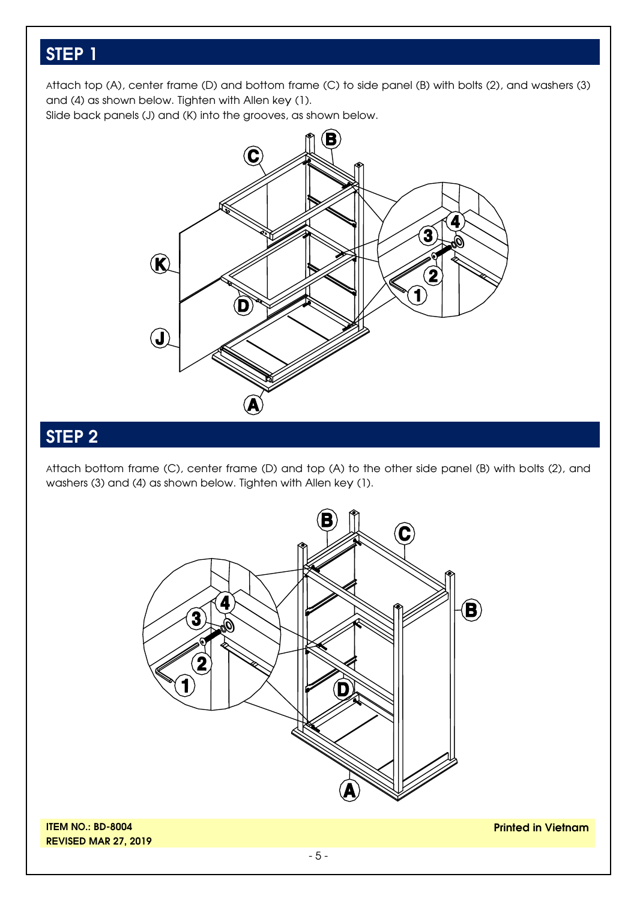## STEP 1

Attach top (A), center frame (D) and bottom frame (C) to side panel (B) with bolts (2), and washers (3) and (4) as shown below. Tighten with Allen key (1).
Slide back panels (J) and (K) into the grooves, as shown below.

## STEP 2

Attach bottom frame (C), center frame (D) and top (A) to the other side panel (B) with bolts (2), and washers (3) and (4) as shown below. Tighten with Allen key (1).

**ITEM NO.: BD-8004**
**REVISED MAR 27, 2019**

**Printed in Vietnam**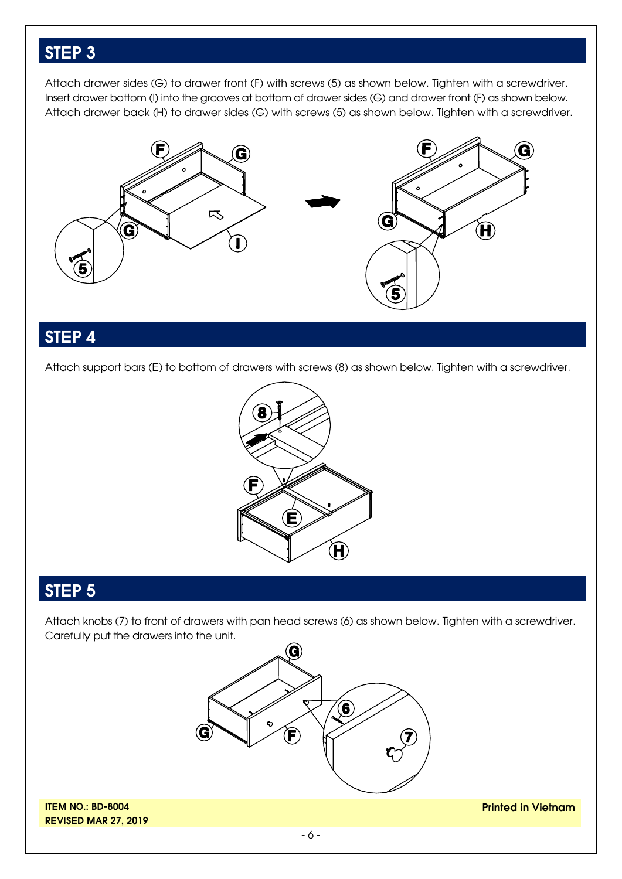## STEP 3

Attach drawer sides (G) to drawer front (F) with screws (5) as shown below. Tighten with a screwdriver. Insert drawer bottom (I) into the grooves at bottom of drawer sides (G) and drawer front (F) as shown below. Attach drawer back (H) to drawer sides (G) with screws (5) as shown below. Tighten with a screwdriver.

## STEP 4

Attach support bars (E) to bottom of drawers with screws (8) as shown below. Tighten with a screwdriver.

## STEP 5

Attach knobs (7) to front of drawers with pan head screws (6) as shown below. Tighten with a screwdriver. Carefully put the drawers into the unit.

**ITEM NO.: BD-8004**
**REVISED MAR 27, 2019**

**Printed in Vietnam**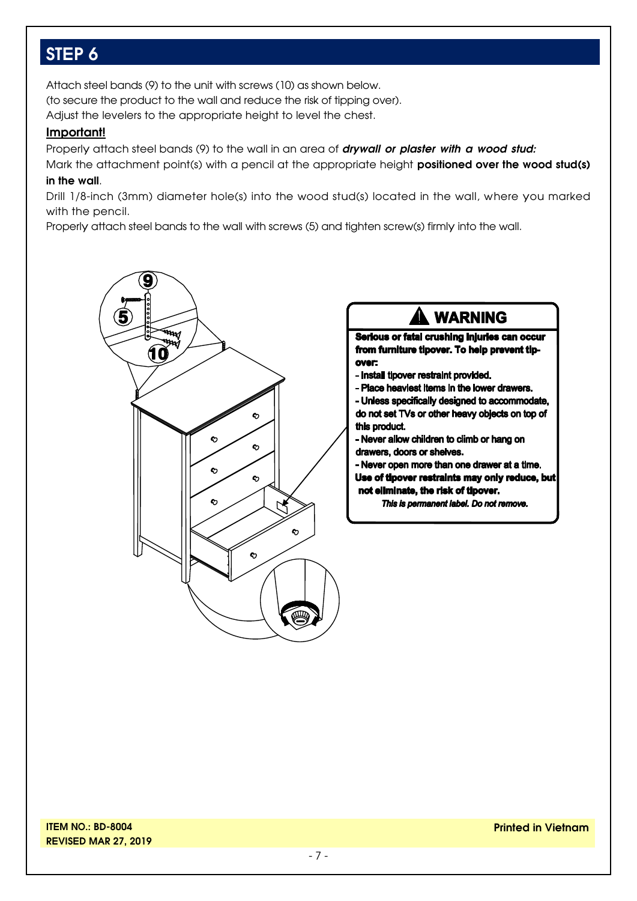## STEP 6

Attach steel bands (9) to the unit with screws (10) as shown below.
(to secure the product to the wall and reduce the risk of tipping over).
Adjust the levelers to the appropriate height to level the chest.

**Important!**

Properly attach steel bands (9) to the wall in an area of ***drywall or plaster with a wood stud:***
Mark the attachment point(s) with a pencil at the appropriate height **positioned over the wood stud(s) in the wall**.
Drill 1/8-inch (3mm) diameter hole(s) into the wood stud(s) located in the wall, where you marked with the pencil.
Properly attach steel bands to the wall with screws (5) and tighten screw(s) firmly into the wall.

9

5

10

**⚠ WARNING**

**Serious or fatal crushing injuries can occur from furniture tipover. To help prevent tip-over:**
**- Install tipover restraint provided.**
**- Place heaviest items in the lower drawers.**
**- Unless specifically designed to accommodate, do not set TVs or other heavy objects on top of this product.**
**- Never allow children to climb or hang on drawers, doors or shelves.**
**- Never open more than one drawer at a time.**
**Use of tipover restraints may only reduce, but not eliminate, the risk of tipover.**
***This is permanent label. Do not remove.***

**ITEM NO.: BD-8004**
**REVISED MAR 27, 2019**

**Printed in Vietnam**